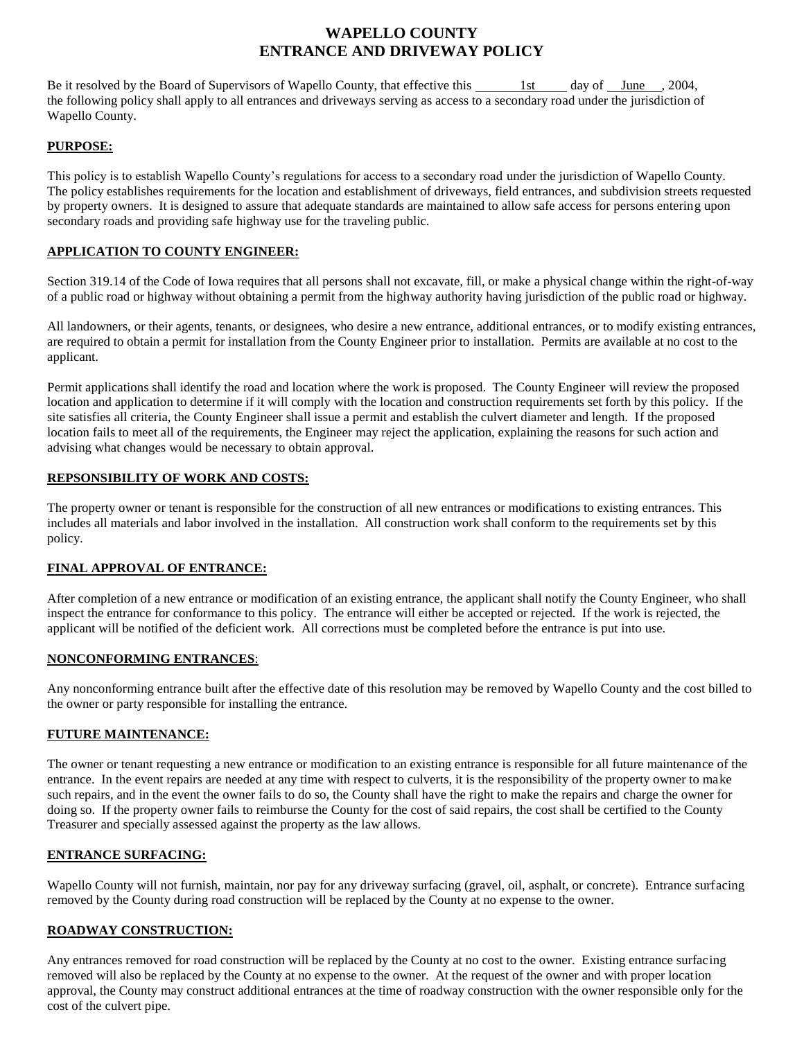# WAPELLO COUNTY
# ENTRANCE AND DRIVEWAY POLICY

Be it resolved by the Board of Supervisors of Wapello County, that effective this 1st day of June, 2004, the following policy shall apply to all entrances and driveways serving as access to a secondary road under the jurisdiction of Wapello County.

## PURPOSE:

This policy is to establish Wapello County's regulations for access to a secondary road under the jurisdiction of Wapello County. The policy establishes requirements for the location and establishment of driveways, field entrances, and subdivision streets requested by property owners. It is designed to assure that adequate standards are maintained to allow safe access for persons entering upon secondary roads and providing safe highway use for the traveling public.

## APPLICATION TO COUNTY ENGINEER:

Section 319.14 of the Code of Iowa requires that all persons shall not excavate, fill, or make a physical change within the right-of-way of a public road or highway without obtaining a permit from the highway authority having jurisdiction of the public road or highway.

All landowners, or their agents, tenants, or designees, who desire a new entrance, additional entrances, or to modify existing entrances, are required to obtain a permit for installation from the County Engineer prior to installation. Permits are available at no cost to the applicant.

Permit applications shall identify the road and location where the work is proposed. The County Engineer will review the proposed location and application to determine if it will comply with the location and construction requirements set forth by this policy. If the site satisfies all criteria, the County Engineer shall issue a permit and establish the culvert diameter and length. If the proposed location fails to meet all of the requirements, the Engineer may reject the application, explaining the reasons for such action and advising what changes would be necessary to obtain approval.

## REPSONSIBILITY OF WORK AND COSTS:

The property owner or tenant is responsible for the construction of all new entrances or modifications to existing entrances. This includes all materials and labor involved in the installation. All construction work shall conform to the requirements set by this policy.

## FINAL APPROVAL OF ENTRANCE:

After completion of a new entrance or modification of an existing entrance, the applicant shall notify the County Engineer, who shall inspect the entrance for conformance to this policy. The entrance will either be accepted or rejected. If the work is rejected, the applicant will be notified of the deficient work. All corrections must be completed before the entrance is put into use.

## NONCONFORMING ENTRANCES:

Any nonconforming entrance built after the effective date of this resolution may be removed by Wapello County and the cost billed to the owner or party responsible for installing the entrance.

## FUTURE MAINTENANCE:

The owner or tenant requesting a new entrance or modification to an existing entrance is responsible for all future maintenance of the entrance. In the event repairs are needed at any time with respect to culverts, it is the responsibility of the property owner to make such repairs, and in the event the owner fails to do so, the County shall have the right to make the repairs and charge the owner for doing so. If the property owner fails to reimburse the County for the cost of said repairs, the cost shall be certified to the County Treasurer and specially assessed against the property as the law allows.

## ENTRANCE SURFACING:

Wapello County will not furnish, maintain, nor pay for any driveway surfacing (gravel, oil, asphalt, or concrete). Entrance surfacing removed by the County during road construction will be replaced by the County at no expense to the owner.

## ROADWAY CONSTRUCTION:

Any entrances removed for road construction will be replaced by the County at no cost to the owner. Existing entrance surfacing removed will also be replaced by the County at no expense to the owner. At the request of the owner and with proper location approval, the County may construct additional entrances at the time of roadway construction with the owner responsible only for the cost of the culvert pipe.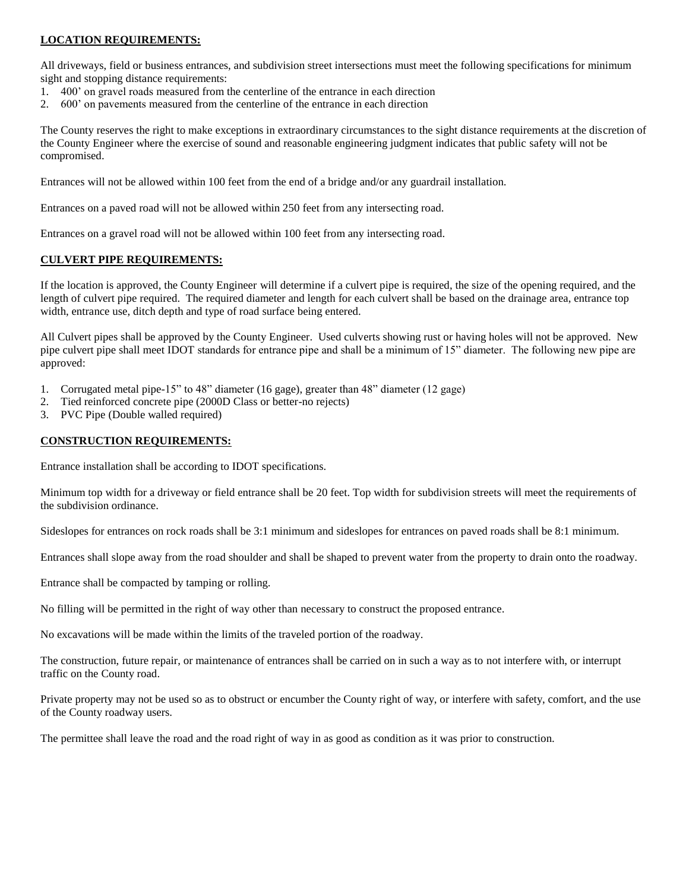**LOCATION REQUIREMENTS:**

All driveways, field or business entrances, and subdivision street intersections must meet the following specifications for minimum sight and stopping distance requirements:

1. 400' on gravel roads measured from the centerline of the entrance in each direction
2. 600' on pavements measured from the centerline of the entrance in each direction

The County reserves the right to make exceptions in extraordinary circumstances to the sight distance requirements at the discretion of the County Engineer where the exercise of sound and reasonable engineering judgment indicates that public safety will not be compromised.

Entrances will not be allowed within 100 feet from the end of a bridge and/or any guardrail installation.

Entrances on a paved road will not be allowed within 250 feet from any intersecting road.

Entrances on a gravel road will not be allowed within 100 feet from any intersecting road.

**CULVERT PIPE REQUIREMENTS:**

If the location is approved, the County Engineer will determine if a culvert pipe is required, the size of the opening required, and the length of culvert pipe required. The required diameter and length for each culvert shall be based on the drainage area, entrance top width, entrance use, ditch depth and type of road surface being entered.

All Culvert pipes shall be approved by the County Engineer. Used culverts showing rust or having holes will not be approved. New pipe culvert pipe shall meet IDOT standards for entrance pipe and shall be a minimum of 15" diameter. The following new pipe are approved:

1. Corrugated metal pipe-15" to 48" diameter (16 gage), greater than 48" diameter (12 gage)
2. Tied reinforced concrete pipe (2000D Class or better-no rejects)
3. PVC Pipe (Double walled required)

**CONSTRUCTION REQUIREMENTS:**

Entrance installation shall be according to IDOT specifications.

Minimum top width for a driveway or field entrance shall be 20 feet. Top width for subdivision streets will meet the requirements of the subdivision ordinance.

Sideslopes for entrances on rock roads shall be 3:1 minimum and sideslopes for entrances on paved roads shall be 8:1 minimum.

Entrances shall slope away from the road shoulder and shall be shaped to prevent water from the property to drain onto the roadway.

Entrance shall be compacted by tamping or rolling.

No filling will be permitted in the right of way other than necessary to construct the proposed entrance.

No excavations will be made within the limits of the traveled portion of the roadway.

The construction, future repair, or maintenance of entrances shall be carried on in such a way as to not interfere with, or interrupt traffic on the County road.

Private property may not be used so as to obstruct or encumber the County right of way, or interfere with safety, comfort, and the use of the County roadway users.

The permittee shall leave the road and the road right of way in as good as condition as it was prior to construction.